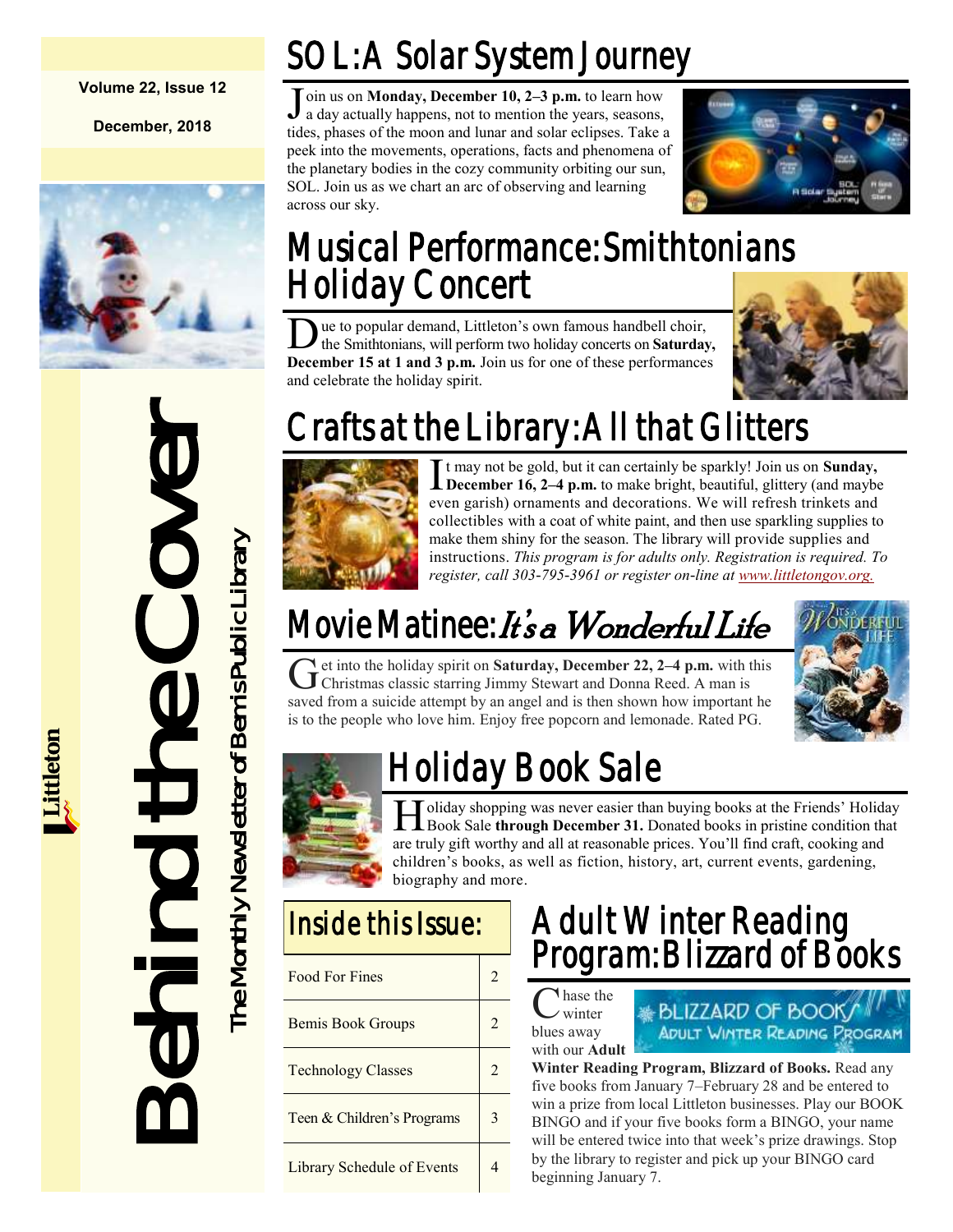Volume 22, Issue 12

December, 2018

# Behind the Cover

The Monthly Newsletter of Bemis Public Library

Littleton

## SOL: A Solar System Journey

Join us on **Monday, December 10, 2–3 p.m.** to learn how a day actually happens, not to mention the years, seasons, tides, phases of the moon and lunar and solar eclipses. Take a peek into the movements, operations, facts and phenomena of the planetary bodies in the cozy community orbiting our sun, SOL. Join us as we chart an arc of observing and learning across our sky.

## Musical Performance: Smithtonians Holiday Concert

Due to popular demand, Littleton's own famous handbell choir, the Smithtonians, will perform two holiday concerts on **Saturday, December 15 at 1 and 3 p.m.** Join us for one of these performances and celebrate the holiday spirit.

## Crafts at the Library: All that Glitters

It may not be gold, but it can certainly be sparkly! Join us on **Sunday, December 16, 2–4 p.m.** to make bright, beautiful, glittery (and maybe even garish) ornaments and decorations. We will refresh trinkets and collectibles with a coat of white paint, and then use sparkling supplies to make them shiny for the season. The library will provide supplies and instructions. *This program is for adults only. Registration is required. To register, call 303-795-3961 or register on-line at www.littletongov.org.*

## Movie Matinee: *It's a Wonderful Life*

Get into the holiday spirit on **Saturday, December 22, 2–4 p.m.** with this Christmas classic starring Jimmy Stewart and Donna Reed. A man is saved from a suicide attempt by an angel and is then shown how important he is to the people who love him. Enjoy free popcorn and lemonade. Rated PG.

## Holiday Book Sale

Holiday shopping was never easier than buying books at the Friends' Holiday Book Sale **through December 31.** Donated books in pristine condition that are truly gift worthy and all at reasonable prices. You'll find craft, cooking and children's books, as well as fiction, history, art, current events, gardening, biography and more.

## Inside this Issue:

| | |
|---|---|
| Food For Fines | 2 |
| Bemis Book Groups | 2 |
| Technology Classes | 2 |
| Teen & Children's Programs | 3 |
| Library Schedule of Events | 4 |

## Adult Winter Reading Program: Blizzard of Books

BLIZZARD OF BOOKS ADULT WINTER READING PROGRAM

Chase the winter blues away with our **Adult Winter Reading Program, Blizzard of Books.** Read any five books from January 7–February 28 and be entered to win a prize from local Littleton businesses. Play our BOOK BINGO and if your five books form a BINGO, your name will be entered twice into that week's prize drawings. Stop by the library to register and pick up your BINGO card beginning January 7.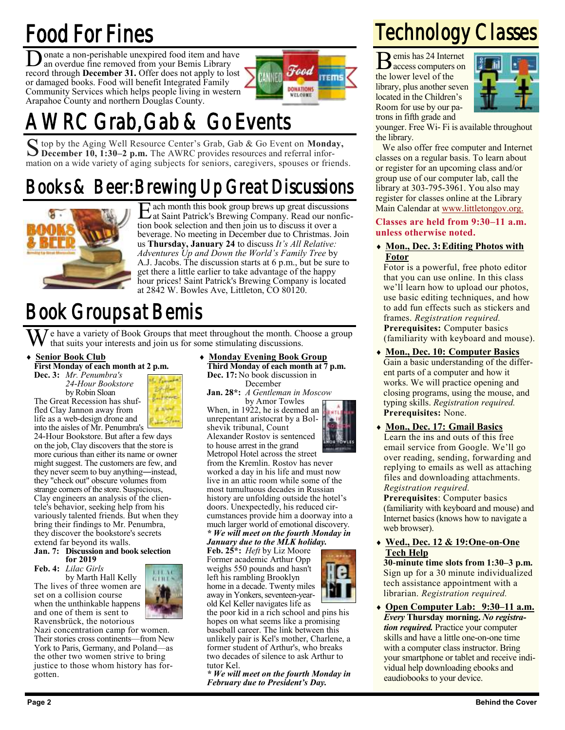# Food For Fines

Donate a non-perishable unexpired food item and have an overdue fine removed from your Bemis Library record through **December 31.** Offer does not apply to lost or damaged books. Food will benefit Integrated Family Community Services which helps people living in western Arapahoe County and northern Douglas County.

# AWRC Grab, Gab & Go Events

Stop by the Aging Well Resource Center's Grab, Gab & Go Event on **Monday, December 10, 1:30–2 p.m.** The AWRC provides resources and referral information on a wide variety of aging subjects for seniors, caregivers, spouses or friends.

# Books & Beer: Brewing Up Great Discussions

Each month this book group brews up great discussions at Saint Patrick's Brewing Company. Read our nonfiction book selection and then join us to discuss it over a beverage. No meeting in December due to Christmas. Join us **Thursday, January 24** to discuss *It's All Relative: Adventures Up and Down the World's Family Tree* by A.J. Jacobs. The discussion starts at 6 p.m., but be sure to get there a little earlier to take advantage of the happy hour prices! Saint Patrick's Brewing Company is located at 2842 W. Bowles Ave, Littleton, CO 80120.

# Book Groups at Bemis

We have a variety of Book Groups that meet throughout the month. Choose a group that suits your interests and join us for some stimulating discussions.

- **Senior Book Club**

**First Monday of each month at 2 p.m.**

**Dec. 3:** *Mr. Penumbra's 24-Hour Bookstore* by Robin Sloan

The Great Recession has shuffled Clay Jannon away from life as a web-design drone and into the aisles of Mr. Penumbra's 24-Hour Bookstore. But after a few days on the job, Clay discovers that the store is more curious than either its name or owner might suggest. The customers are few, and they never seem to buy anything—instead, they "check out" obscure volumes from strange corners of the store. Suspicious, Clay engineers an analysis of the clientele's behavior, seeking help from his variously talented friends. But when they bring their findings to Mr. Penumbra, they discover the bookstore's secrets extend far beyond its walls.

**Jan. 7: Discussion and book selection for 2019**

**Feb. 4:** *Lilac Girls* by Marth Hall Kelly

The lives of three women are set on a collision course when the unthinkable happens and one of them is sent to Ravensbrück, the notorious Nazi concentration camp for women. Their stories cross continents—from New York to Paris, Germany, and Poland—as the other two women strive to bring justice to those whom history has forgotten.

- **Monday Evening Book Group**

**Third Monday of each month at 7 p.m.**

**Dec. 17:** No book discussion in December

**Jan. 28*:** *A Gentleman in Moscow* by Amor Towles

When, in 1922, he is deemed an unrepentant aristocrat by a Bolshevik tribunal, Count Alexander Rostov is sentenced to house arrest in the grand Metropol Hotel across the street from the Kremlin. Rostov has never worked a day in his life and must now live in an attic room while some of the most tumultuous decades in Russian history are unfolding outside the hotel's doors. Unexpectedly, his reduced circumstances provide him a doorway into a much larger world of emotional discovery.

***** We will meet on the fourth Monday in January due to the MLK holiday.***

**Feb. 25*:** *Heft* by Liz Moore

Former academic Arthur Opp weighs 550 pounds and hasn't left his rambling Brooklyn home in a decade. Twenty miles away in Yonkers, seventeen-year-old Kel Keller navigates life as the poor kid in a rich school and pins his hopes on what seems like a promising baseball career. The link between this unlikely pair is Kel's mother, Charlene, a former student of Arthur's, who breaks two decades of silence to ask Arthur to tutor Kel.

***** We will meet on the fourth Monday in February due to President's Day.***

# Technology Classes

Bemis has 24 Internet access computers on the lower level of the library, plus another seven located in the Children's Room for use by our patrons in fifth grade and younger. Free Wi- Fi is available throughout the library.

We also offer free computer and Internet classes on a regular basis. To learn about or register for an upcoming class and/or group use of our computer lab, call the library at 303-795-3961. You also may register for classes online at the Library Main Calendar at www.littletongov.org.

**Classes are held from 9:30–11 a.m. unless otherwise noted.**

- **Mon., Dec. 3: Editing Photos with Fotor**

Fotor is a powerful, free photo editor that you can use online. In this class we'll learn how to upload our photos, use basic editing techniques, and how to add fun effects such as stickers and frames. *Registration required.* **Prerequisites:** Computer basics (familiarity with keyboard and mouse).

- **Mon., Dec. 10: Computer Basics**

Gain a basic understanding of the different parts of a computer and how it works. We will practice opening and closing programs, using the mouse, and typing skills. *Registration required.* **Prerequisites:** None.

- **Mon., Dec. 17: Gmail Basics**

Learn the ins and outs of this free email service from Google. We'll go over reading, sending, forwarding and replying to emails as well as attaching files and downloading attachments. *Registration required.* **Prerequisites**: Computer basics (familiarity with keyboard and mouse) and Internet basics (knows how to navigate a web browser).

- **Wed., Dec. 12 & 19: One-on-One Tech Help**

**30-minute time slots from 1:30–3 p.m.** Sign up for a 30 minute individualized tech assistance appointment with a librarian. *Registration required.*

- **Open Computer Lab: 9:30–11 a.m.**

***Every* Thursday morning. *No registration required.*** Practice your computer skills and have a little one-on-one time with a computer class instructor. Bring your smartphone or tablet and receive individual help downloading ebooks and eaudiobooks to your device.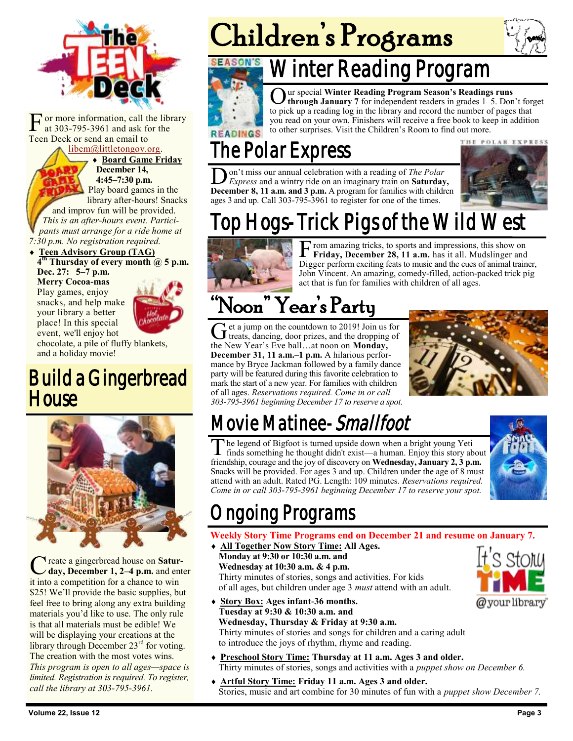# Children's Programs

## Winter Reading Program

Our special **Winter Reading Program Season's Readings runs through January 7** for independent readers in grades 1–5. Don't forget to pick up a reading log in the library and record the number of pages that you read on your own. Finishers will receive a free book to keep in addition to other surprises. Visit the Children's Room to find out more.

## The Polar Express

Don't miss our annual celebration with a reading of *The Polar Express* and a wintry ride on an imaginary train on **Saturday, December 8, 11 a.m. and 3 p.m.** A program for families with children ages 3 and up. Call 303-795-3961 to register for one of the times.

## Top Hogs- Trick Pigs of the Wild West

From amazing tricks, to sports and impressions, this show on **Friday, December 28, 11 a.m.** has it all. Mudslinger and Digger perform exciting feats to music and the cues of animal trainer, John Vincent. An amazing, comedy-filled, action-packed trick pig act that is fun for families with children of all ages.

## "Noon" Year's Party

Get a jump on the countdown to 2019! Join us for treats, dancing, door prizes, and the dropping of the New Year's Eve ball…at noon on **Monday, December 31, 11 a.m.–1 p.m.** A hilarious performance by Bryce Jackman followed by a family dance party will be featured during this favorite celebration to mark the start of a new year. For families with children of all ages. *Reservations required. Come in or call 303-795-3961 beginning December 17 to reserve a spot.*

## Movie Matinee- *Smallfoot*

The legend of Bigfoot is turned upside down when a bright young Yeti finds something he thought didn't exist—a human. Enjoy this story about friendship, courage and the joy of discovery on **Wednesday, January 2, 3 p.m.** Snacks will be provided. For ages 3 and up. Children under the age of 8 must attend with an adult. Rated PG. Length: 109 minutes. *Reservations required. Come in or call 303-795-3961 beginning December 17 to reserve your spot.*

## Ongoing Programs

**Weekly Story Time Programs end on December 21 and resume on January 7.**

- **All Together Now Story Time: All Ages.**
  **Monday at 9:30 or 10:30 a.m. and**
  **Wednesday at 10:30 a.m. & 4 p.m.**
  Thirty minutes of stories, songs and activities. For kids of all ages, but children under age 3 *must* attend with an adult.
- **Story Box: Ages infant-36 months.**
  **Tuesday at 9:30 & 10:30 a.m. and**
  **Wednesday, Thursday & Friday at 9:30 a.m.**
  Thirty minutes of stories and songs for children and a caring adult to introduce the joys of rhythm, rhyme and reading.
- **Preschool Story Time: Thursday at 11 a.m. Ages 3 and older.**
  Thirty minutes of stories, songs and activities with a *puppet show on December 6.*
- **Artful Story Time: Friday 11 a.m. Ages 3 and older.**
  Stories, music and art combine for 30 minutes of fun with a *puppet show December 7.*

# The Teen Deck

For more information, call the library at 303-795-3961 and ask for the Teen Deck or send an email to libem@littletongov.org.

- **Board Game Friday**
  **December 14, 4:45–7:30 p.m.**
  Play board games in the library after-hours! Snacks and improv fun will be provided. *This is an after-hours event. Participants must arrange for a ride home at 7:30 p.m. No registration required.*
- **Teen Advisory Group (TAG)**
  **4th Thursday of every month @ 5 p.m.**
  **Dec. 27: 5–7 p.m.**
  **Merry Cocoa-mas**
  Play games, enjoy snacks, and help make your library a better place! In this special event, we'll enjoy hot chocolate, a pile of fluffy blankets, and a holiday movie!

## Build a Gingerbread House

Create a gingerbread house on **Saturday, December 1, 2–4 p.m.** and enter it into a competition for a chance to win $25! We'll provide the basic supplies, but feel free to bring along any extra building materials you'd like to use. The only rule is that all materials must be edible! We will be displaying your creations at the library through December 23rd for voting. The creation with the most votes wins. *This program is open to all ages—space is limited. Registration is required. To register, call the library at 303-795-3961.*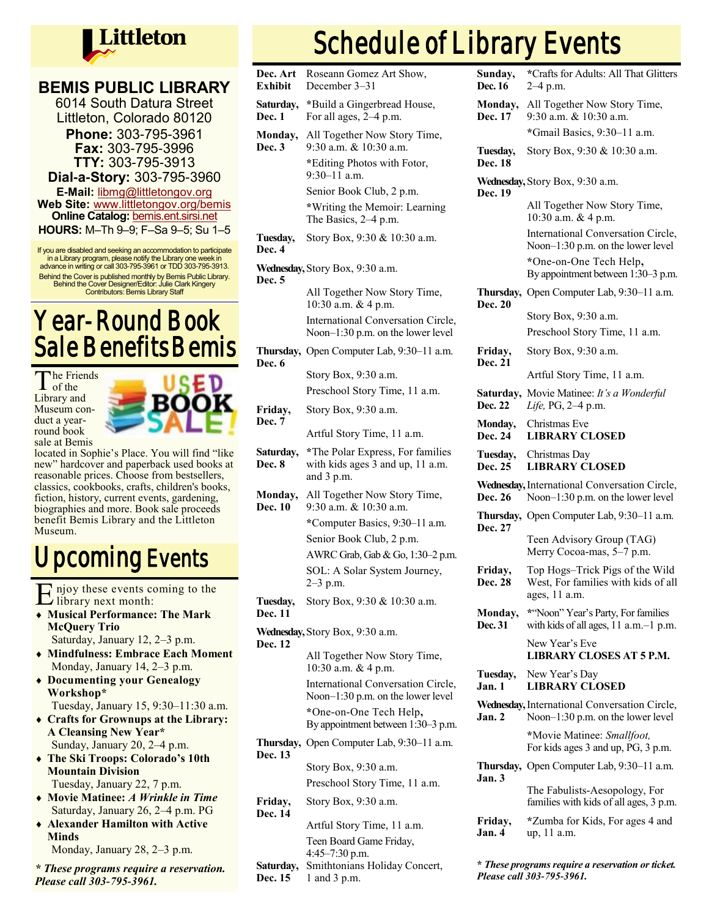Littleton

## BEMIS PUBLIC LIBRARY

6014 South Datura Street
Littleton, Colorado 80120
**Phone:** 303-795-3961
**Fax:** 303-795-3996
**TTY:** 303-795-3913
**Dial-a-Story:** 303-795-3960
**E-Mail:** libmg@littletongov.org
**Web Site:** www.littletongov.org/bemis
**Online Catalog:** bemis.ent.sirsi.net
**HOURS:** M–Th 9–9; F–Sa 9–5; Su 1–5

If you are disabled and seeking an accommodation to participate in a Library program, please notify the Library one week in advance in writing or call 303-795-3961 or TDD 303-795-3913.

Behind the Cover is published monthly by Bemis Public Library. Behind the Cover Designer/Editor: Julie Clark Kingery Contributors: Bemis Library Staff

# Year-Round Book Sale Benefits Bemis

The Friends of the Library and Museum conduct a year-round book sale at Bemis located in Sophie's Place. You will find "like new" hardcover and paperback used books at reasonable prices. Choose from bestsellers, classics, cookbooks, crafts, children's books, fiction, history, current events, gardening, biographies and more. Book sale proceeds benefit Bemis Library and the Littleton Museum.

# Upcoming Events

Enjoy these events coming to the library next month:

- **Musical Performance: The Mark McQuery Trio**
  Saturday, January 12, 2–3 p.m.
- **Mindfulness: Embrace Each Moment**
  Monday, January 14, 2–3 p.m.
- **Documenting your Genealogy Workshop***
  Tuesday, January 15, 9:30–11:30 a.m.
- **Crafts for Grownups at the Library: A Cleansing New Year***
  Sunday, January 20, 2–4 p.m.
- **The Ski Troops: Colorado's 10th Mountain Division**
  Tuesday, January 22, 7 p.m.
- **Movie Matinee: *A Wrinkle in Time***
  Saturday, January 26, 2–4 p.m. PG
- **Alexander Hamilton with Active Minds**
  Monday, January 28, 2–3 p.m.

***\* These programs require a reservation. Please call 303-795-3961.***

# Schedule of Library Events

**Dec. Art Exhibit** — Roseann Gomez Art Show, December 3–31

**Saturday, Dec. 1**
- *Build a Gingerbread House, For all ages, 2–4 p.m.

**Monday, Dec. 3**
- All Together Now Story Time, 9:30 a.m. & 10:30 a.m.
- *Editing Photos with Fotor, 9:30–11 a.m.
- Senior Book Club, 2 p.m.
- *Writing the Memoir: Learning The Basics, 2–4 p.m.

**Tuesday, Dec. 4**
- Story Box, 9:30 & 10:30 a.m.

**Wednesday, Dec. 5**
- Story Box, 9:30 a.m.
- All Together Now Story Time, 10:30 a.m. & 4 p.m.
- International Conversation Circle, Noon–1:30 p.m. on the lower level

**Thursday, Dec. 6**
- Open Computer Lab, 9:30–11 a.m.
- Story Box, 9:30 a.m.
- Preschool Story Time, 11 a.m.

**Friday, Dec. 7**
- Story Box, 9:30 a.m.
- Artful Story Time, 11 a.m.

**Saturday, Dec. 8**
- *The Polar Express, For families with kids ages 3 and up, 11 a.m. and 3 p.m.

**Monday, Dec. 10**
- All Together Now Story Time, 9:30 a.m. & 10:30 a.m.
- *Computer Basics, 9:30–11 a.m.
- Senior Book Club, 2 p.m.
- AWRC Grab, Gab & Go, 1:30–2 p.m.
- SOL: A Solar System Journey, 2–3 p.m.

**Tuesday, Dec. 11**
- Story Box, 9:30 & 10:30 a.m.

**Wednesday, Dec. 12**
- Story Box, 9:30 a.m.
- All Together Now Story Time, 10:30 a.m. & 4 p.m.
- International Conversation Circle, Noon–1:30 p.m. on the lower level
- *One-on-One Tech Help, By appointment between 1:30–3 p.m.

**Thursday, Dec. 13**
- Open Computer Lab, 9:30–11 a.m.
- Story Box, 9:30 a.m.
- Preschool Story Time, 11 a.m.

**Friday, Dec. 14**
- Story Box, 9:30 a.m.
- Artful Story Time, 11 a.m.
- Teen Board Game Friday, 4:45–7:30 p.m.

**Saturday, Dec. 15**
- Smithtonians Holiday Concert, 1 and 3 p.m.

**Sunday, Dec. 16**
- *Crafts for Adults: All That Glitters 2–4 p.m.

**Monday, Dec. 17**
- All Together Now Story Time, 9:30 a.m. & 10:30 a.m.
- *Gmail Basics, 9:30–11 a.m.

**Tuesday, Dec. 18**
- Story Box, 9:30 & 10:30 a.m.

**Wednesday, Dec. 19**
- Story Box, 9:30 a.m.
- All Together Now Story Time, 10:30 a.m. & 4 p.m.
- International Conversation Circle, Noon–1:30 p.m. on the lower level
- *One-on-One Tech Help, By appointment between 1:30–3 p.m.

**Thursday, Dec. 20**
- Open Computer Lab, 9:30–11 a.m.
- Story Box, 9:30 a.m.
- Preschool Story Time, 11 a.m.

**Friday, Dec. 21**
- Story Box, 9:30 a.m.
- Artful Story Time, 11 a.m.

**Saturday, Dec. 22**
- Movie Matinee: *It's a Wonderful Life,* PG, 2–4 p.m.

**Monday, Dec. 24**
- Christmas Eve **LIBRARY CLOSED**

**Tuesday, Dec. 25**
- Christmas Day **LIBRARY CLOSED**

**Wednesday, Dec. 26**
- International Conversation Circle, Noon–1:30 p.m. on the lower level

**Thursday, Dec. 27**
- Open Computer Lab, 9:30–11 a.m.
- Teen Advisory Group (TAG) Merry Cocoa-mas, 5–7 p.m.

**Friday, Dec. 28**
- Top Hogs–Trick Pigs of the Wild West, For families with kids of all ages, 11 a.m.

**Monday, Dec. 31**
- *"Noon" Year's Party, For families with kids of all ages, 11 a.m.–1 p.m.
- New Year's Eve **LIBRARY CLOSES AT 5 P.M.**

**Tuesday, Jan. 1**
- New Year's Day **LIBRARY CLOSED**

**Wednesday, Jan. 2**
- International Conversation Circle, Noon–1:30 p.m. on the lower level
- *Movie Matinee: *Smallfoot,* For kids ages 3 and up, PG, 3 p.m.

**Thursday, Jan. 3**
- Open Computer Lab, 9:30–11 a.m.
- The Fabulists-Aesopology, For families with kids of all ages, 3 p.m.

**Friday, Jan. 4**
- *Zumba for Kids, For ages 4 and up, 11 a.m.

***\* These programs require a reservation or ticket. Please call 303-795-3961.***